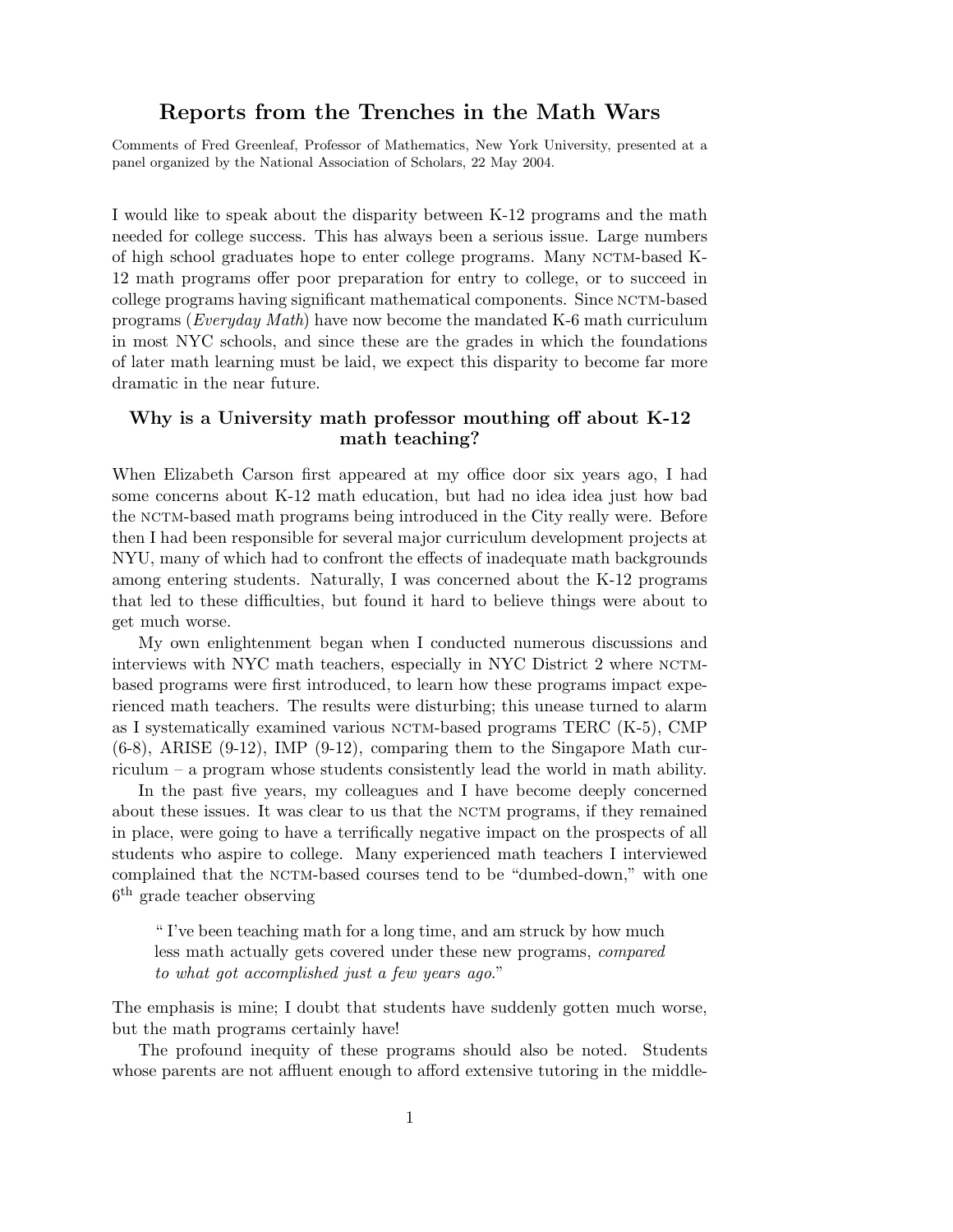# Reports from the Trenches in the Math Wars

Comments of Fred Greenleaf, Professor of Mathematics, New York University, presented at a panel organized by the National Association of Scholars, 22 May 2004.

I would like to speak about the disparity between K-12 programs and the math needed for college success. This has always been a serious issue. Large numbers of high school graduates hope to enter college programs. Many NCTM-based K-12 math programs offer poor preparation for entry to college, or to succeed in college programs having significant mathematical components. Since NCTM-based programs (*Everyday Math*) have now become the mandated K-6 math curriculum in most NYC schools, and since these are the grades in which the foundations of later math learning must be laid, we expect this disparity to become far more dramatic in the near future.

## Why is a University math professor mouthing off about K-12 math teaching?

When Elizabeth Carson first appeared at my office door six years ago, I had some concerns about K-12 math education, but had no idea idea just how bad the NCTM-based math programs being introduced in the City really were. Before then I had been responsible for several major curriculum development projects at NYU, many of which had to confront the effects of inadequate math backgrounds among entering students. Naturally, I was concerned about the K-12 programs that led to these difficulties, but found it hard to believe things were about to get much worse.

My own enlightenment began when I conducted numerous discussions and interviews with NYC math teachers, especially in NYC District 2 where NCTM-based programs were first introduced, to learn how these programs impact experienced math teachers. The results were disturbing; this unease turned to alarm as I systematically examined various NCTM-based programs TERC (K-5), CMP (6-8), ARISE (9-12), IMP (9-12), comparing them to the Singapore Math curriculum – a program whose students consistently lead the world in math ability.

In the past five years, my colleagues and I have become deeply concerned about these issues. It was clear to us that the NCTM programs, if they remained in place, were going to have a terrifically negative impact on the prospects of all students who aspire to college. Many experienced math teachers I interviewed complained that the NCTM-based courses tend to be "dumbed-down," with one 6th grade teacher observing

> " I've been teaching math for a long time, and am struck by how much less math actually gets covered under these new programs, *compared to what got accomplished just a few years ago*."

The emphasis is mine; I doubt that students have suddenly gotten much worse, but the math programs certainly have!

The profound inequity of these programs should also be noted. Students whose parents are not affluent enough to afford extensive tutoring in the middle-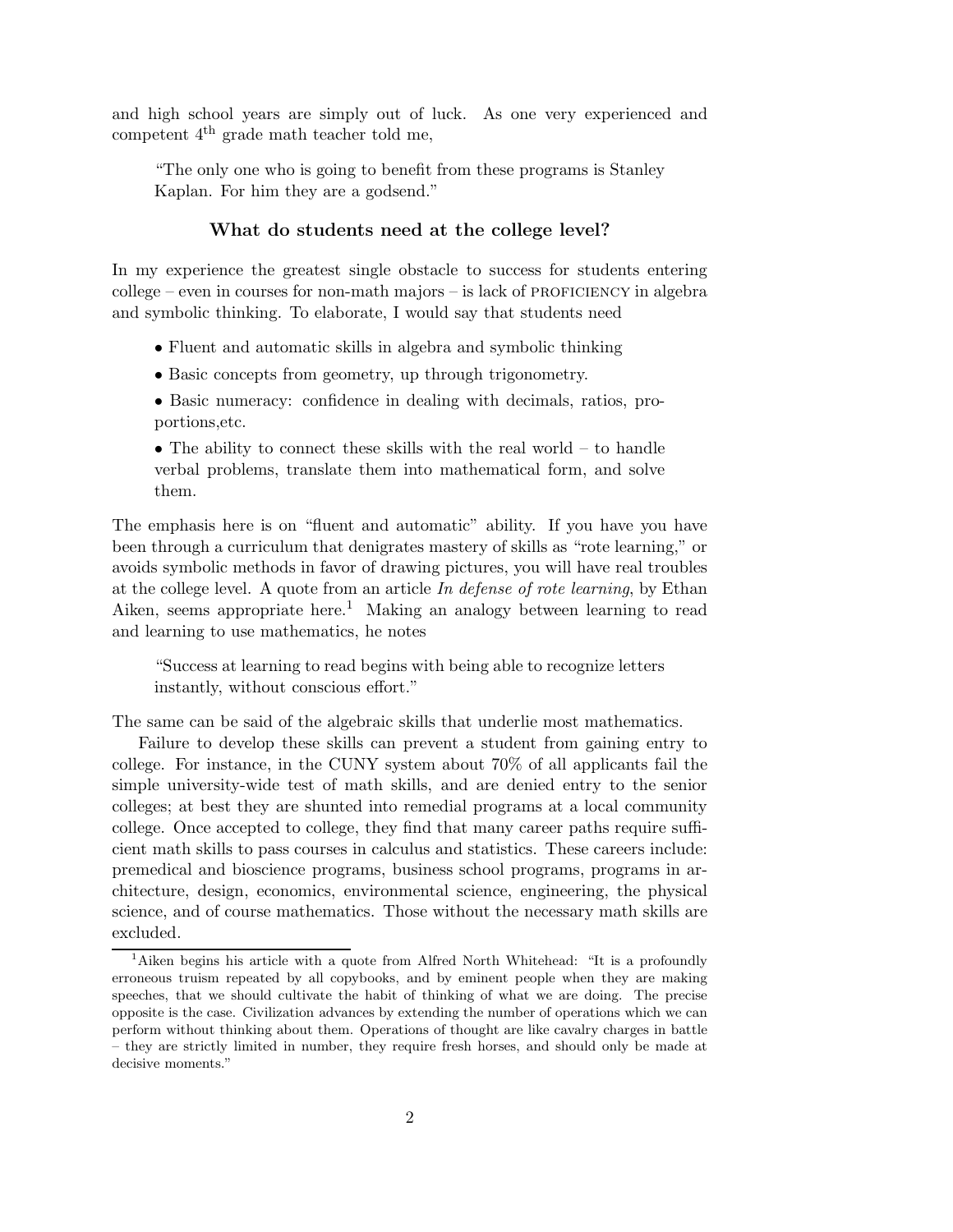and high school years are simply out of luck. As one very experienced and competent 4th grade math teacher told me,

> "The only one who is going to benefit from these programs is Stanley Kaplan. For him they are a godsend."

### What do students need at the college level?

In my experience the greatest single obstacle to success for students entering college – even in courses for non-math majors – is lack of PROFICIENCY in algebra and symbolic thinking. To elaborate, I would say that students need

- Fluent and automatic skills in algebra and symbolic thinking
- Basic concepts from geometry, up through trigonometry.
- Basic numeracy: confidence in dealing with decimals, ratios, proportions,etc.
- The ability to connect these skills with the real world – to handle verbal problems, translate them into mathematical form, and solve them.

The emphasis here is on "fluent and automatic" ability. If you have you have been through a curriculum that denigrates mastery of skills as "rote learning," or avoids symbolic methods in favor of drawing pictures, you will have real troubles at the college level. A quote from an article *In defense of rote learning*, by Ethan Aiken, seems appropriate here.[1] Making an analogy between learning to read and learning to use mathematics, he notes

> "Success at learning to read begins with being able to recognize letters instantly, without conscious effort."

The same can be said of the algebraic skills that underlie most mathematics.

Failure to develop these skills can prevent a student from gaining entry to college. For instance, in the CUNY system about 70% of all applicants fail the simple university-wide test of math skills, and are denied entry to the senior colleges; at best they are shunted into remedial programs at a local community college. Once accepted to college, they find that many career paths require sufficient math skills to pass courses in calculus and statistics. These careers include: premedical and bioscience programs, business school programs, programs in architecture, design, economics, environmental science, engineering, the physical science, and of course mathematics. Those without the necessary math skills are excluded.

---

[1] Aiken begins his article with a quote from Alfred North Whitehead: "It is a profoundly erroneous truism repeated by all copybooks, and by eminent people when they are making speeches, that we should cultivate the habit of thinking of what we are doing. The precise opposite is the case. Civilization advances by extending the number of operations which we can perform without thinking about them. Operations of thought are like cavalry charges in battle – they are strictly limited in number, they require fresh horses, and should only be made at decisive moments."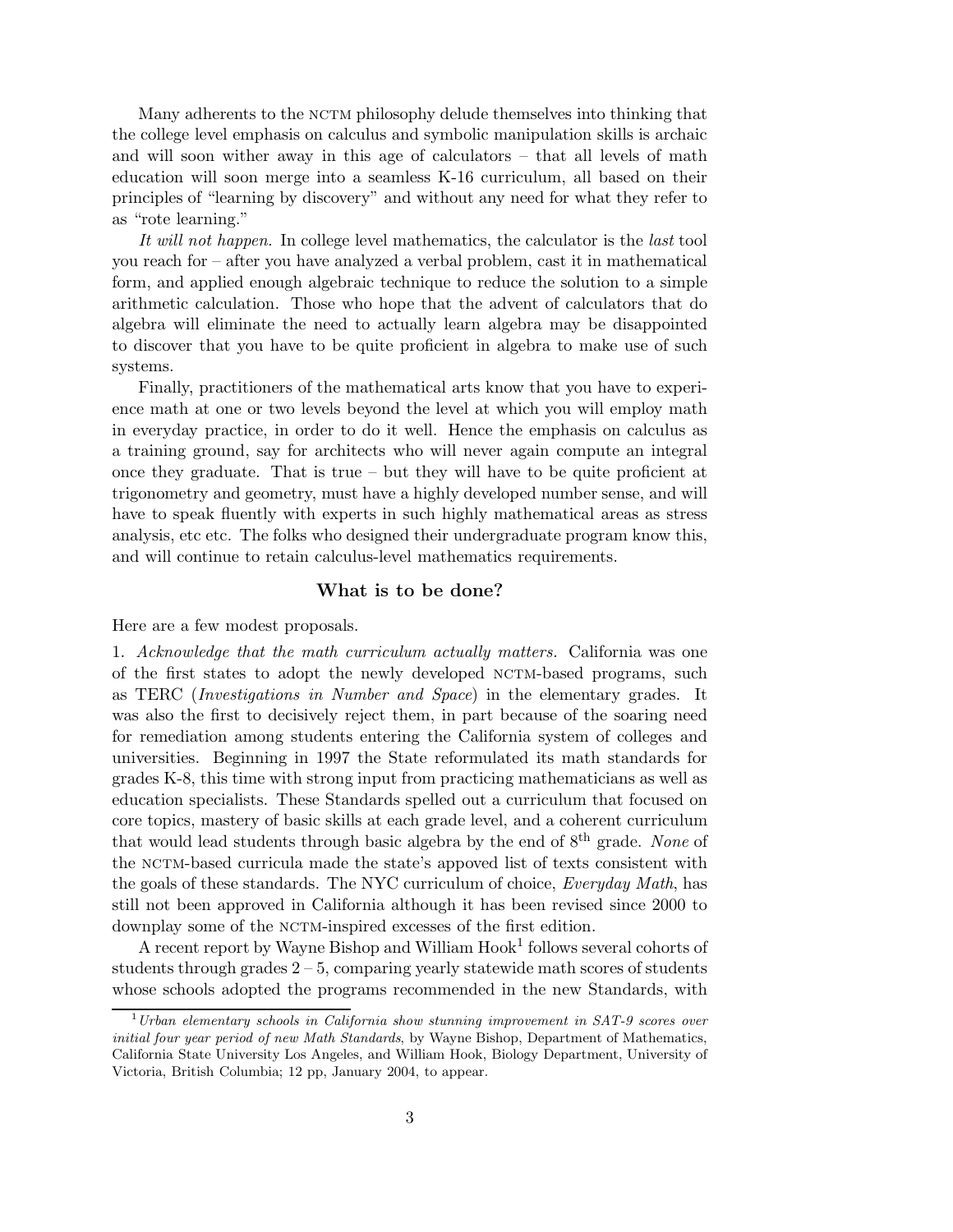Many adherents to the NCTM philosophy delude themselves into thinking that the college level emphasis on calculus and symbolic manipulation skills is archaic and will soon wither away in this age of calculators – that all levels of math education will soon merge into a seamless K-16 curriculum, all based on their principles of "learning by discovery" and without any need for what they refer to as "rote learning."

*It will not happen.* In college level mathematics, the calculator is the *last* tool you reach for – after you have analyzed a verbal problem, cast it in mathematical form, and applied enough algebraic technique to reduce the solution to a simple arithmetic calculation. Those who hope that the advent of calculators that do algebra will eliminate the need to actually learn algebra may be disappointed to discover that you have to be quite proficient in algebra to make use of such systems.

Finally, practitioners of the mathematical arts know that you have to experience math at one or two levels beyond the level at which you will employ math in everyday practice, in order to do it well. Hence the emphasis on calculus as a training ground, say for architects who will never again compute an integral once they graduate. That is true – but they will have to be quite proficient at trigonometry and geometry, must have a highly developed number sense, and will have to speak fluently with experts in such highly mathematical areas as stress analysis, etc etc. The folks who designed their undergraduate program know this, and will continue to retain calculus-level mathematics requirements.

### What is to be done?

Here are a few modest proposals.

1. *Acknowledge that the math curriculum actually matters.* California was one of the first states to adopt the newly developed NCTM-based programs, such as TERC (*Investigations in Number and Space*) in the elementary grades. It was also the first to decisively reject them, in part because of the soaring need for remediation among students entering the California system of colleges and universities. Beginning in 1997 the State reformulated its math standards for grades K-8, this time with strong input from practicing mathematicians as well as education specialists. These Standards spelled out a curriculum that focused on core topics, mastery of basic skills at each grade level, and a coherent curriculum that would lead students through basic algebra by the end of 8th grade. *None* of the NCTM-based curricula made the state's appoved list of texts consistent with the goals of these standards. The NYC curriculum of choice, *Everyday Math*, has still not been approved in California although it has been revised since 2000 to downplay some of the NCTM-inspired excesses of the first edition.

A recent report by Wayne Bishop and William Hook[1] follows several cohorts of students through grades 2 – 5, comparing yearly statewide math scores of students whose schools adopted the programs recommended in the new Standards, with

[1] *Urban elementary schools in California show stunning improvement in SAT-9 scores over initial four year period of new Math Standards*, by Wayne Bishop, Department of Mathematics, California State University Los Angeles, and William Hook, Biology Department, University of Victoria, British Columbia; 12 pp, January 2004, to appear.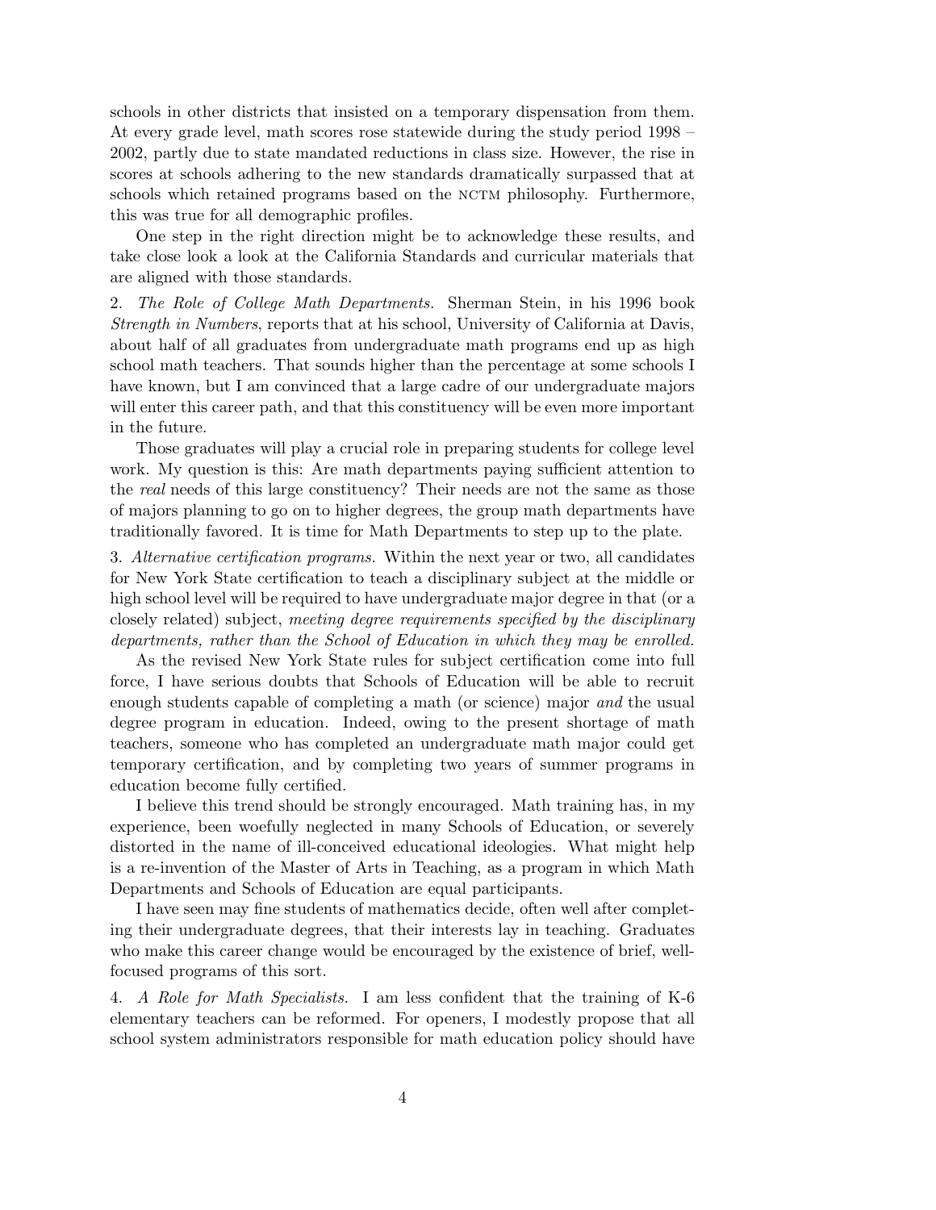schools in other districts that insisted on a temporary dispensation from them. At every grade level, math scores rose statewide during the study period 1998 – 2002, partly due to state mandated reductions in class size. However, the rise in scores at schools adhering to the new standards dramatically surpassed that at schools which retained programs based on the NCTM philosophy. Furthermore, this was true for all demographic profiles.

One step in the right direction might be to acknowledge these results, and take close look a look at the California Standards and curricular materials that are aligned with those standards.

2. *The Role of College Math Departments.* Sherman Stein, in his 1996 book *Strength in Numbers*, reports that at his school, University of California at Davis, about half of all graduates from undergraduate math programs end up as high school math teachers. That sounds higher than the percentage at some schools I have known, but I am convinced that a large cadre of our undergraduate majors will enter this career path, and that this constituency will be even more important in the future.

Those graduates will play a crucial role in preparing students for college level work. My question is this: Are math departments paying sufficient attention to the *real* needs of this large constituency? Their needs are not the same as those of majors planning to go on to higher degrees, the group math departments have traditionally favored. It is time for Math Departments to step up to the plate.

3. *Alternative certification programs.* Within the next year or two, all candidates for New York State certification to teach a disciplinary subject at the middle or high school level will be required to have undergraduate major degree in that (or a closely related) subject, *meeting degree requirements specified by the disciplinary departments, rather than the School of Education in which they may be enrolled.*

As the revised New York State rules for subject certification come into full force, I have serious doubts that Schools of Education will be able to recruit enough students capable of completing a math (or science) major *and* the usual degree program in education. Indeed, owing to the present shortage of math teachers, someone who has completed an undergraduate math major could get temporary certification, and by completing two years of summer programs in education become fully certified.

I believe this trend should be strongly encouraged. Math training has, in my experience, been woefully neglected in many Schools of Education, or severely distorted in the name of ill-conceived educational ideologies. What might help is a re-invention of the Master of Arts in Teaching, as a program in which Math Departments and Schools of Education are equal participants.

I have seen may fine students of mathematics decide, often well after completing their undergraduate degrees, that their interests lay in teaching. Graduates who make this career change would be encouraged by the existence of brief, well-focused programs of this sort.

4. *A Role for Math Specialists.* I am less confident that the training of K-6 elementary teachers can be reformed. For openers, I modestly propose that all school system administrators responsible for math education policy should have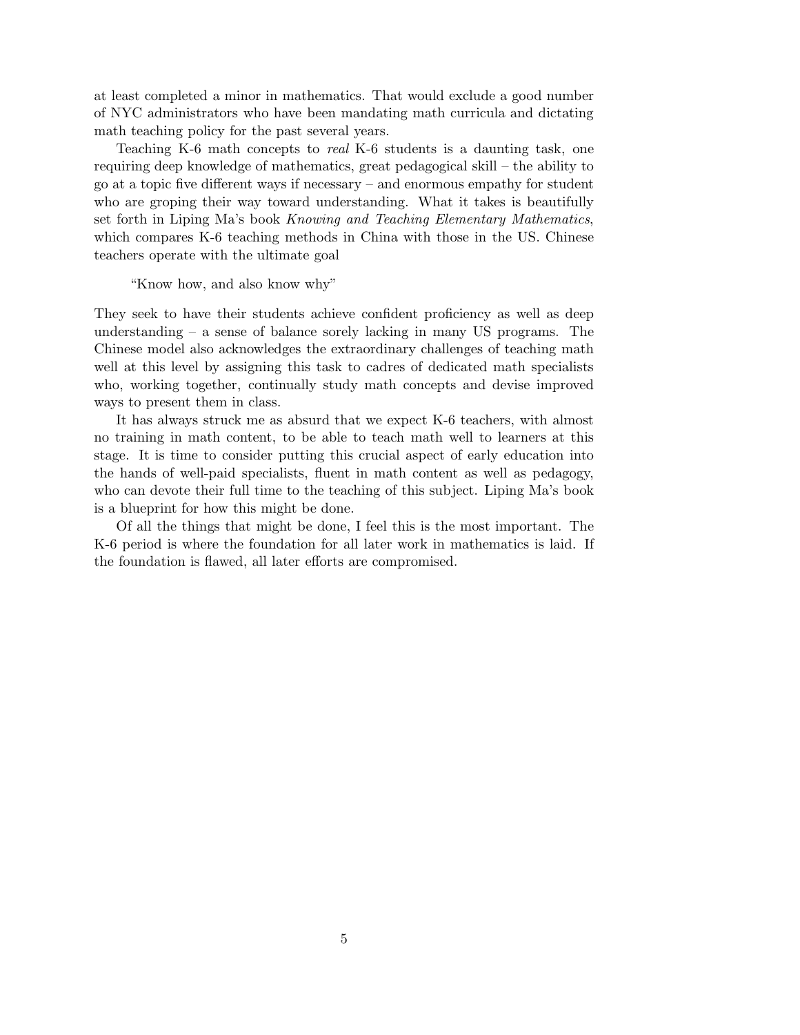at least completed a minor in mathematics. That would exclude a good number of NYC administrators who have been mandating math curricula and dictating math teaching policy for the past several years.

Teaching K-6 math concepts to *real* K-6 students is a daunting task, one requiring deep knowledge of mathematics, great pedagogical skill – the ability to go at a topic five different ways if necessary – and enormous empathy for student who are groping their way toward understanding. What it takes is beautifully set forth in Liping Ma's book *Knowing and Teaching Elementary Mathematics*, which compares K-6 teaching methods in China with those in the US. Chinese teachers operate with the ultimate goal

> "Know how, and also know why"

They seek to have their students achieve confident proficiency as well as deep understanding – a sense of balance sorely lacking in many US programs. The Chinese model also acknowledges the extraordinary challenges of teaching math well at this level by assigning this task to cadres of dedicated math specialists who, working together, continually study math concepts and devise improved ways to present them in class.

It has always struck me as absurd that we expect K-6 teachers, with almost no training in math content, to be able to teach math well to learners at this stage. It is time to consider putting this crucial aspect of early education into the hands of well-paid specialists, fluent in math content as well as pedagogy, who can devote their full time to the teaching of this subject. Liping Ma's book is a blueprint for how this might be done.

Of all the things that might be done, I feel this is the most important. The K-6 period is where the foundation for all later work in mathematics is laid. If the foundation is flawed, all later efforts are compromised.